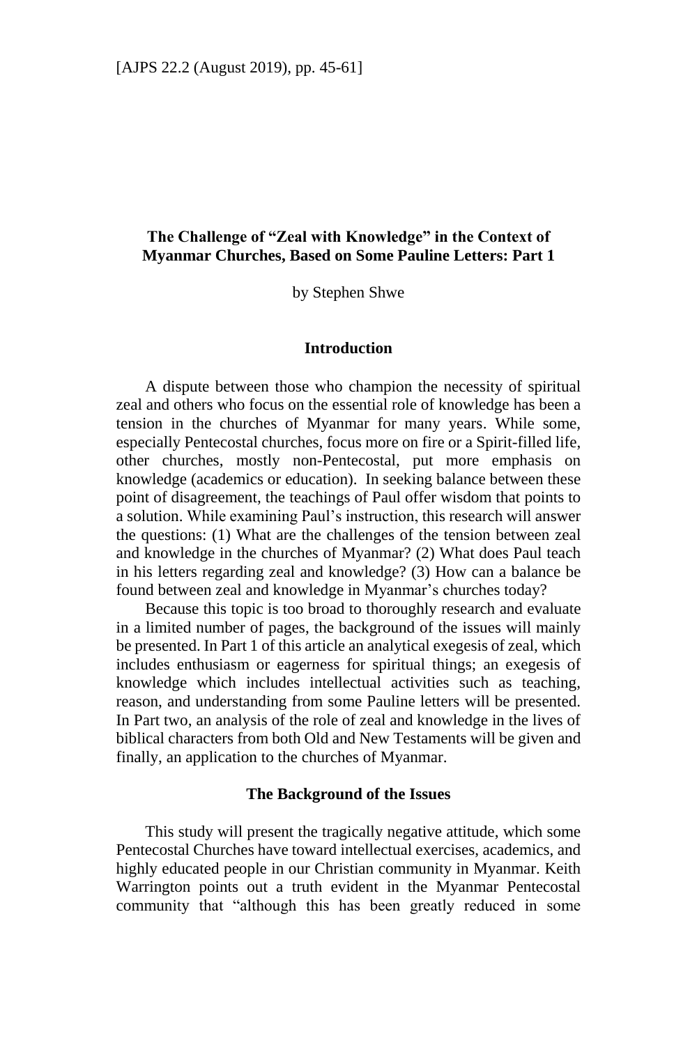## The Challenge of "Zeal with Knowledge" in the Context of Myanmar Churches, Based on Some Pauline Letters: Part 1

by Stephen Shwe

### Introduction

A dispute between those who champion the necessity of spiritual zeal and others who focus on the essential role of knowledge has been a tension in the churches of Myanmar for many years. While some, especially Pentecostal churches, focus more on fire or a Spirit-filled life, other churches, mostly non-Pentecostal, put more emphasis on knowledge (academics or education). In seeking balance between these point of disagreement, the teachings of Paul offer wisdom that points to a solution. While examining Paul's instruction, this research will answer the questions: (1) What are the challenges of the tension between zeal and knowledge in the churches of Myanmar? (2) What does Paul teach in his letters regarding zeal and knowledge? (3) How can a balance be found between zeal and knowledge in Myanmar's churches today?

Because this topic is too broad to thoroughly research and evaluate in a limited number of pages, the background of the issues will mainly be presented. In Part 1 of this article an analytical exegesis of zeal, which includes enthusiasm or eagerness for spiritual things; an exegesis of knowledge which includes intellectual activities such as teaching, reason, and understanding from some Pauline letters will be presented. In Part two, an analysis of the role of zeal and knowledge in the lives of biblical characters from both Old and New Testaments will be given and finally, an application to the churches of Myanmar.

### The Background of the Issues

This study will present the tragically negative attitude, which some Pentecostal Churches have toward intellectual exercises, academics, and highly educated people in our Christian community in Myanmar. Keith Warrington points out a truth evident in the Myanmar Pentecostal community that "although this has been greatly reduced in some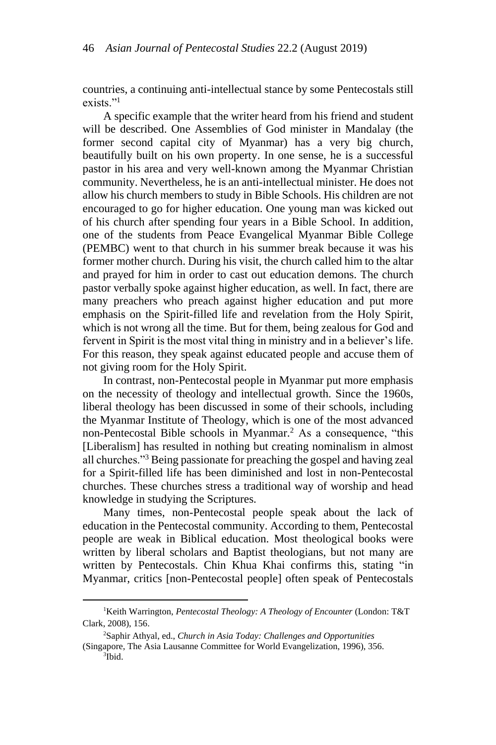countries, a continuing anti-intellectual stance by some Pentecostals still exists."[1]

A specific example that the writer heard from his friend and student will be described. One Assemblies of God minister in Mandalay (the former second capital city of Myanmar) has a very big church, beautifully built on his own property. In one sense, he is a successful pastor in his area and very well-known among the Myanmar Christian community. Nevertheless, he is an anti-intellectual minister. He does not allow his church members to study in Bible Schools. His children are not encouraged to go for higher education. One young man was kicked out of his church after spending four years in a Bible School. In addition, one of the students from Peace Evangelical Myanmar Bible College (PEMBC) went to that church in his summer break because it was his former mother church. During his visit, the church called him to the altar and prayed for him in order to cast out education demons. The church pastor verbally spoke against higher education, as well. In fact, there are many preachers who preach against higher education and put more emphasis on the Spirit-filled life and revelation from the Holy Spirit, which is not wrong all the time. But for them, being zealous for God and fervent in Spirit is the most vital thing in ministry and in a believer's life. For this reason, they speak against educated people and accuse them of not giving room for the Holy Spirit.

In contrast, non-Pentecostal people in Myanmar put more emphasis on the necessity of theology and intellectual growth. Since the 1960s, liberal theology has been discussed in some of their schools, including the Myanmar Institute of Theology, which is one of the most advanced non-Pentecostal Bible schools in Myanmar.[2] As a consequence, "this [Liberalism] has resulted in nothing but creating nominalism in almost all churches."[3] Being passionate for preaching the gospel and having zeal for a Spirit-filled life has been diminished and lost in non-Pentecostal churches. These churches stress a traditional way of worship and head knowledge in studying the Scriptures.

Many times, non-Pentecostal people speak about the lack of education in the Pentecostal community. According to them, Pentecostal people are weak in Biblical education. Most theological books were written by liberal scholars and Baptist theologians, but not many are written by Pentecostals. Chin Khua Khai confirms this, stating "in Myanmar, critics [non-Pentecostal people] often speak of Pentecostals

---

[1] Keith Warrington, *Pentecostal Theology: A Theology of Encounter* (London: T&T Clark, 2008), 156.

[2] Saphir Athyal, ed., *Church in Asia Today: Challenges and Opportunities* (Singapore, The Asia Lausanne Committee for World Evangelization, 1996), 356.

[3] Ibid.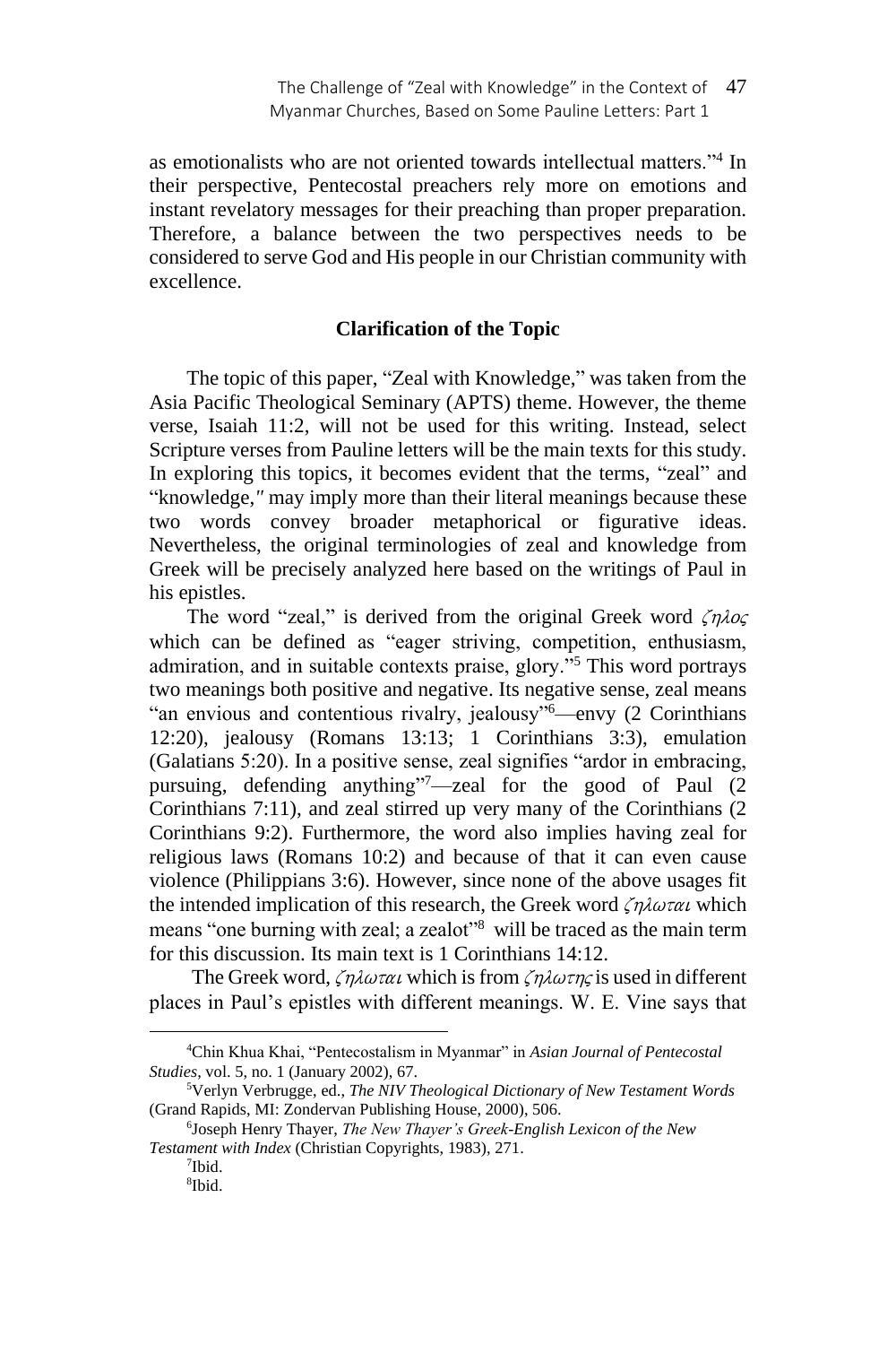as emotionalists who are not oriented towards intellectual matters."[4] In their perspective, Pentecostal preachers rely more on emotions and instant revelatory messages for their preaching than proper preparation. Therefore, a balance between the two perspectives needs to be considered to serve God and His people in our Christian community with excellence.

### Clarification of the Topic

The topic of this paper, "Zeal with Knowledge," was taken from the Asia Pacific Theological Seminary (APTS) theme. However, the theme verse, Isaiah 11:2, will not be used for this writing. Instead, select Scripture verses from Pauline letters will be the main texts for this study. In exploring this topics, it becomes evident that the terms, "zeal" and "knowledge," may imply more than their literal meanings because these two words convey broader metaphorical or figurative ideas. Nevertheless, the original terminologies of zeal and knowledge from Greek will be precisely analyzed here based on the writings of Paul in his epistles.

The word "zeal," is derived from the original Greek word *ζηλος* which can be defined as "eager striving, competition, enthusiasm, admiration, and in suitable contexts praise, glory."[5] This word portrays two meanings both positive and negative. Its negative sense, zeal means "an envious and contentious rivalry, jealousy"[6]—envy (2 Corinthians 12:20), jealousy (Romans 13:13; 1 Corinthians 3:3), emulation (Galatians 5:20). In a positive sense, zeal signifies "ardor in embracing, pursuing, defending anything"[7]—zeal for the good of Paul (2 Corinthians 7:11), and zeal stirred up very many of the Corinthians (2 Corinthians 9:2). Furthermore, the word also implies having zeal for religious laws (Romans 10:2) and because of that it can even cause violence (Philippians 3:6). However, since none of the above usages fit the intended implication of this research, the Greek word *ζηλωται* which means "one burning with zeal; a zealot"[8] will be traced as the main term for this discussion. Its main text is 1 Corinthians 14:12.

The Greek word, *ζηλωται* which is from *ζηλωτης* is used in different places in Paul's epistles with different meanings. W. E. Vine says that

---

[4] Chin Khua Khai, "Pentecostalism in Myanmar" in *Asian Journal of Pentecostal Studies*, vol. 5, no. 1 (January 2002), 67.

[5] Verlyn Verbrugge, ed., *The NIV Theological Dictionary of New Testament Words* (Grand Rapids, MI: Zondervan Publishing House, 2000), 506.

[6] Joseph Henry Thayer, *The New Thayer's Greek-English Lexicon of the New Testament with Index* (Christian Copyrights, 1983), 271.

[7] Ibid.

[8] Ibid.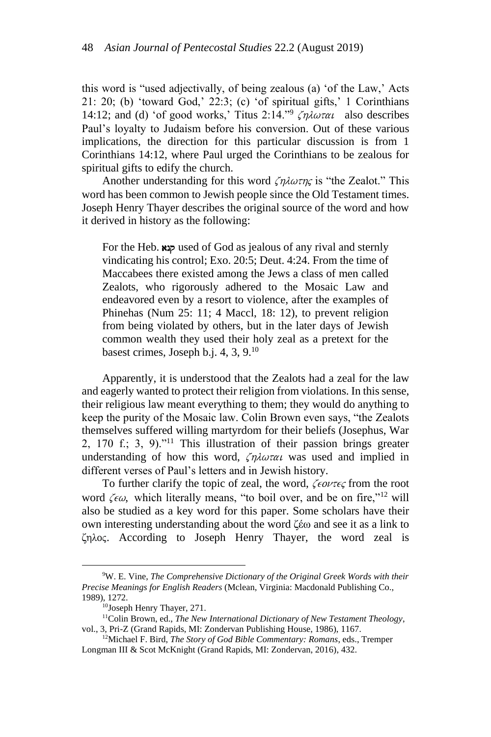this word is "used adjectivally, of being zealous (a) 'of the Law,' Acts 21: 20; (b) 'toward God,' 22:3; (c) 'of spiritual gifts,' 1 Corinthians 14:12; and (d) 'of good works,' Titus 2:14."[9] *ζηλωται* also describes Paul's loyalty to Judaism before his conversion. Out of these various implications, the direction for this particular discussion is from 1 Corinthians 14:12, where Paul urged the Corinthians to be zealous for spiritual gifts to edify the church.

Another understanding for this word *ζηλωτης* is "the Zealot." This word has been common to Jewish people since the Old Testament times. Joseph Henry Thayer describes the original source of the word and how it derived in history as the following:

> For the Heb. קנא used of God as jealous of any rival and sternly vindicating his control; Exo. 20:5; Deut. 4:24. From the time of Maccabees there existed among the Jews a class of men called Zealots, who rigorously adhered to the Mosaic Law and endeavored even by a resort to violence, after the examples of Phinehas (Num 25: 11; 4 Maccl, 18: 12), to prevent religion from being violated by others, but in the later days of Jewish common wealth they used their holy zeal as a pretext for the basest crimes, Joseph b.j. 4, 3, 9.[10]

Apparently, it is understood that the Zealots had a zeal for the law and eagerly wanted to protect their religion from violations. In this sense, their religious law meant everything to them; they would do anything to keep the purity of the Mosaic law. Colin Brown even says, "the Zealots themselves suffered willing martyrdom for their beliefs (Josephus, War 2, 170 f.; 3, 9)."[11] This illustration of their passion brings greater understanding of how this word, *ζηλωται* was used and implied in different verses of Paul's letters and in Jewish history.

To further clarify the topic of zeal, the word, *ζεοντες* from the root word *ζεω*, which literally means, "to boil over, and be on fire,"[12] will also be studied as a key word for this paper. Some scholars have their own interesting understanding about the word ζέω and see it as a link to ζηλος. According to Joseph Henry Thayer, the word zeal is

---

[9] W. E. Vine, *The Comprehensive Dictionary of the Original Greek Words with their Precise Meanings for English Readers* (Mclean, Virginia: Macdonald Publishing Co., 1989), 1272.

[10] Joseph Henry Thayer, 271.

[11] Colin Brown, ed., *The New International Dictionary of New Testament Theology*, vol., 3, Pri-Z (Grand Rapids, MI: Zondervan Publishing House, 1986), 1167.

[12] Michael F. Bird, *The Story of God Bible Commentary: Romans*, eds., Tremper Longman III & Scot McKnight (Grand Rapids, MI: Zondervan, 2016), 432.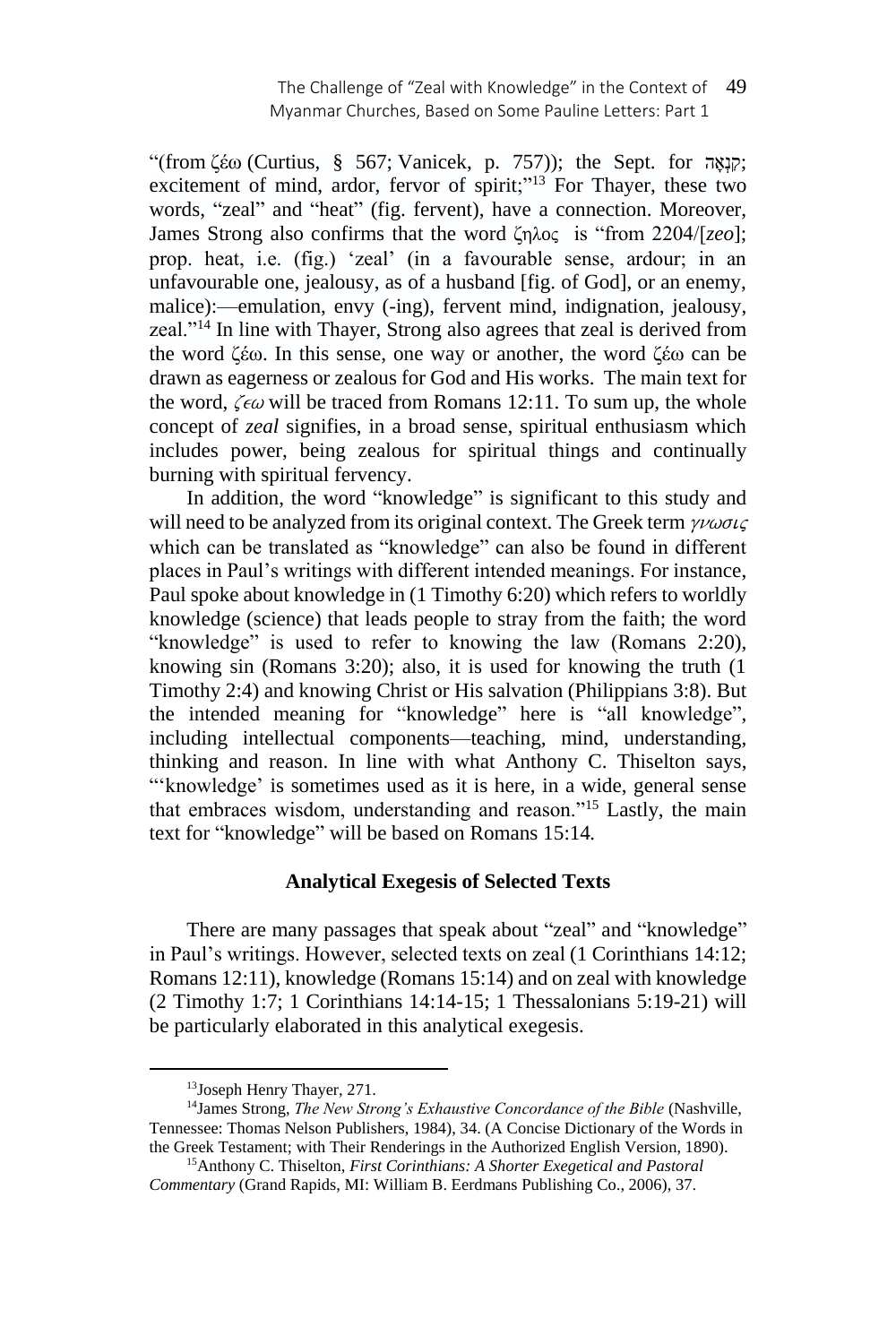"(from ζέω (Curtius, § 567; Vanicek, p. 757)); the Sept. for קִנְאָה; excitement of mind, ardor, fervor of spirit;"[13] For Thayer, these two words, "zeal" and "heat" (fig. fervent), have a connection. Moreover, James Strong also confirms that the word ζηλος is "from 2204/[*zeo*]; prop. heat, i.e. (fig.) 'zeal' (in a favourable sense, ardour; in an unfavourable one, jealousy, as of a husband [fig. of God], or an enemy, malice):—emulation, envy (-ing), fervent mind, indignation, jealousy, zeal."[14] In line with Thayer, Strong also agrees that zeal is derived from the word ζέω. In this sense, one way or another, the word ζέω can be drawn as eagerness or zealous for God and His works. The main text for the word, *ζεω* will be traced from Romans 12:11. To sum up, the whole concept of *zeal* signifies, in a broad sense, spiritual enthusiasm which includes power, being zealous for spiritual things and continually burning with spiritual fervency.

In addition, the word "knowledge" is significant to this study and will need to be analyzed from its original context. The Greek term *γνωσις* which can be translated as "knowledge" can also be found in different places in Paul's writings with different intended meanings. For instance, Paul spoke about knowledge in (1 Timothy 6:20) which refers to worldly knowledge (science) that leads people to stray from the faith; the word "knowledge" is used to refer to knowing the law (Romans 2:20), knowing sin (Romans 3:20); also, it is used for knowing the truth (1 Timothy 2:4) and knowing Christ or His salvation (Philippians 3:8). But the intended meaning for "knowledge" here is "all knowledge", including intellectual components—teaching, mind, understanding, thinking and reason. In line with what Anthony C. Thiselton says, "'knowledge' is sometimes used as it is here, in a wide, general sense that embraces wisdom, understanding and reason."[15] Lastly, the main text for "knowledge" will be based on Romans 15:14.

### Analytical Exegesis of Selected Texts

There are many passages that speak about "zeal" and "knowledge" in Paul's writings. However, selected texts on zeal (1 Corinthians 14:12; Romans 12:11), knowledge (Romans 15:14) and on zeal with knowledge (2 Timothy 1:7; 1 Corinthians 14:14-15; 1 Thessalonians 5:19-21) will be particularly elaborated in this analytical exegesis.

---

[13] Joseph Henry Thayer, 271.

[14] James Strong, *The New Strong's Exhaustive Concordance of the Bible* (Nashville, Tennessee: Thomas Nelson Publishers, 1984), 34. (A Concise Dictionary of the Words in the Greek Testament; with Their Renderings in the Authorized English Version, 1890).

[15] Anthony C. Thiselton, *First Corinthians: A Shorter Exegetical and Pastoral Commentary* (Grand Rapids, MI: William B. Eerdmans Publishing Co., 2006), 37.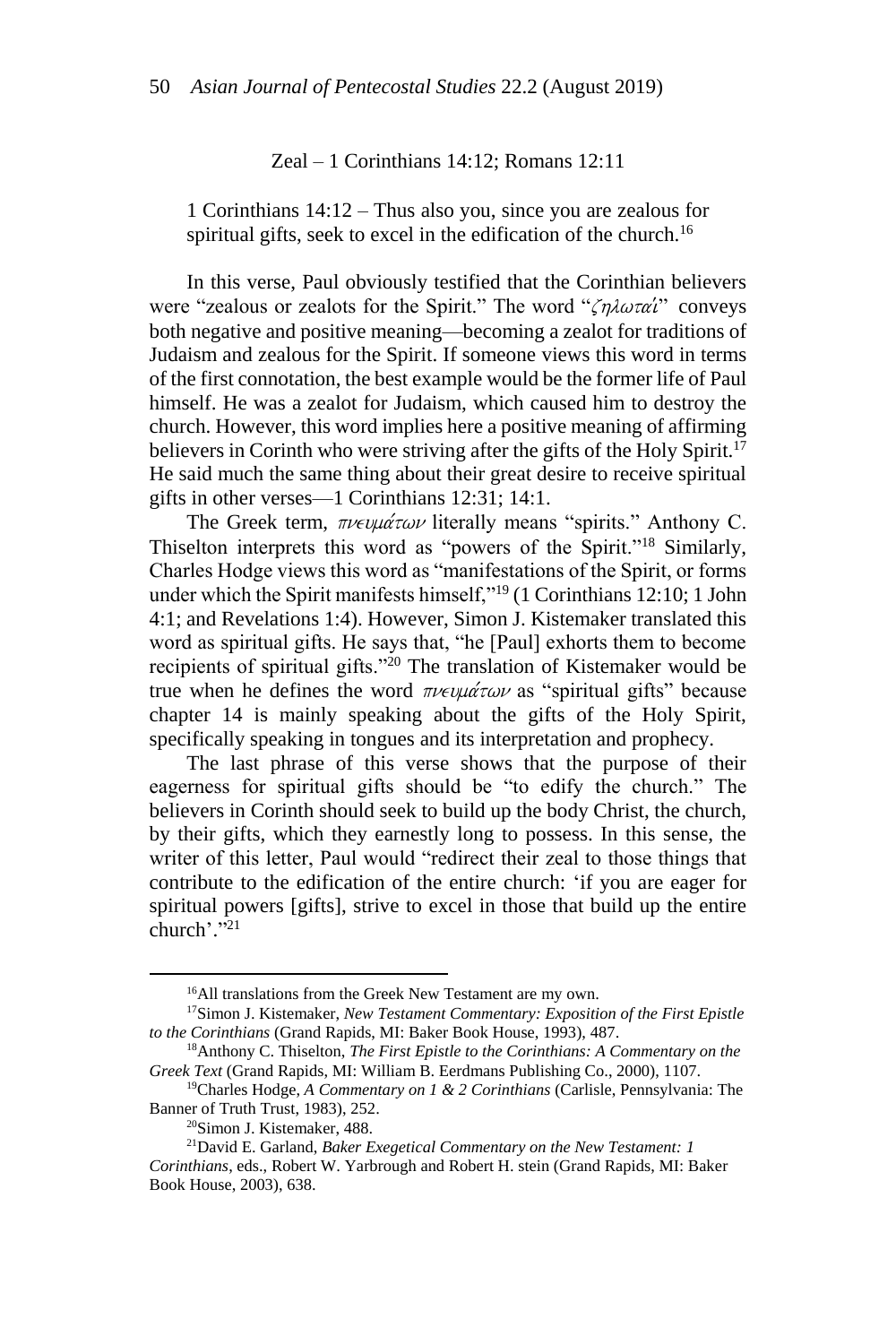Zeal – 1 Corinthians 14:12; Romans 12:11

> 1 Corinthians 14:12 – Thus also you, since you are zealous for spiritual gifts, seek to excel in the edification of the church.[16]

In this verse, Paul obviously testified that the Corinthian believers were "zealous or zealots for the Spirit." The word "ζηλωταί" conveys both negative and positive meaning—becoming a zealot for traditions of Judaism and zealous for the Spirit. If someone views this word in terms of the first connotation, the best example would be the former life of Paul himself. He was a zealot for Judaism, which caused him to destroy the church. However, this word implies here a positive meaning of affirming believers in Corinth who were striving after the gifts of the Holy Spirit.[17] He said much the same thing about their great desire to receive spiritual gifts in other verses—1 Corinthians 12:31; 14:1.

The Greek term, πνευμάτων literally means "spirits." Anthony C. Thiselton interprets this word as "powers of the Spirit."[18] Similarly, Charles Hodge views this word as "manifestations of the Spirit, or forms under which the Spirit manifests himself,"[19] (1 Corinthians 12:10; 1 John 4:1; and Revelations 1:4). However, Simon J. Kistemaker translated this word as spiritual gifts. He says that, "he [Paul] exhorts them to become recipients of spiritual gifts."[20] The translation of Kistemaker would be true when he defines the word πνευμάτων as "spiritual gifts" because chapter 14 is mainly speaking about the gifts of the Holy Spirit, specifically speaking in tongues and its interpretation and prophecy.

The last phrase of this verse shows that the purpose of their eagerness for spiritual gifts should be "to edify the church." The believers in Corinth should seek to build up the body Christ, the church, by their gifts, which they earnestly long to possess. In this sense, the writer of this letter, Paul would "redirect their zeal to those things that contribute to the edification of the entire church: 'if you are eager for spiritual powers [gifts], strive to excel in those that build up the entire church'."[21]

---

[16]All translations from the Greek New Testament are my own.

[17]Simon J. Kistemaker, *New Testament Commentary: Exposition of the First Epistle to the Corinthians* (Grand Rapids, MI: Baker Book House, 1993), 487.

[18]Anthony C. Thiselton, *The First Epistle to the Corinthians: A Commentary on the Greek Text* (Grand Rapids, MI: William B. Eerdmans Publishing Co., 2000), 1107.

[19]Charles Hodge, *A Commentary on 1 & 2 Corinthians* (Carlisle, Pennsylvania: The Banner of Truth Trust, 1983), 252.

[20]Simon J. Kistemaker, 488.

[21]David E. Garland, *Baker Exegetical Commentary on the New Testament: 1 Corinthians*, eds., Robert W. Yarbrough and Robert H. stein (Grand Rapids, MI: Baker Book House, 2003), 638.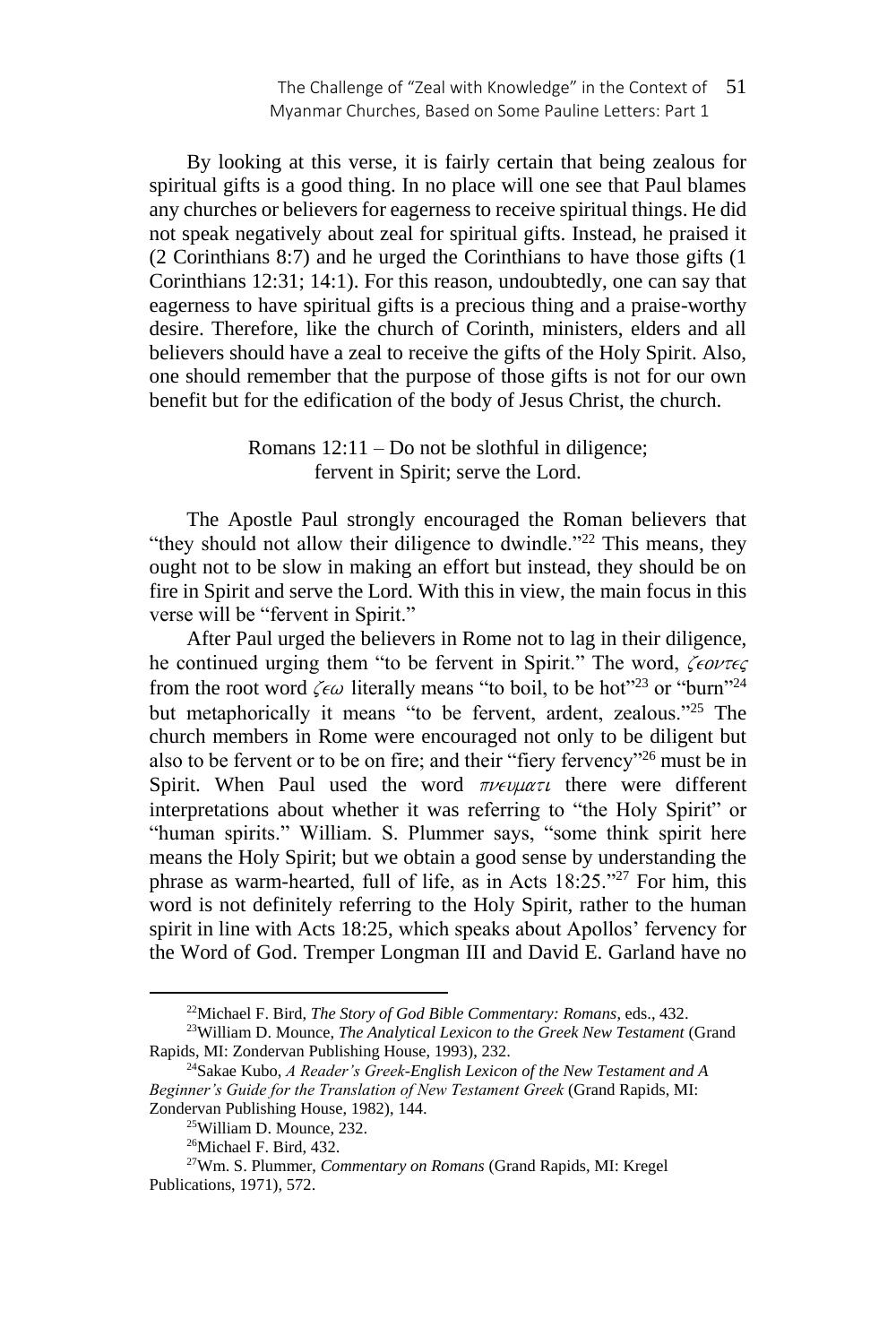By looking at this verse, it is fairly certain that being zealous for spiritual gifts is a good thing. In no place will one see that Paul blames any churches or believers for eagerness to receive spiritual things. He did not speak negatively about zeal for spiritual gifts. Instead, he praised it (2 Corinthians 8:7) and he urged the Corinthians to have those gifts (1 Corinthians 12:31; 14:1). For this reason, undoubtedly, one can say that eagerness to have spiritual gifts is a precious thing and a praise-worthy desire. Therefore, like the church of Corinth, ministers, elders and all believers should have a zeal to receive the gifts of the Holy Spirit. Also, one should remember that the purpose of those gifts is not for our own benefit but for the edification of the body of Jesus Christ, the church.

Romans 12:11 – Do not be slothful in diligence;
fervent in Spirit; serve the Lord.

The Apostle Paul strongly encouraged the Roman believers that "they should not allow their diligence to dwindle."[22] This means, they ought not to be slow in making an effort but instead, they should be on fire in Spirit and serve the Lord. With this in view, the main focus in this verse will be "fervent in Spirit."

After Paul urged the believers in Rome not to lag in their diligence, he continued urging them "to be fervent in Spirit." The word, *ζεοντες* from the root word *ζεω* literally means "to boil, to be hot"[23] or "burn"[24] but metaphorically it means "to be fervent, ardent, zealous."[25] The church members in Rome were encouraged not only to be diligent but also to be fervent or to be on fire; and their "fiery fervency"[26] must be in Spirit. When Paul used the word *πνευματι* there were different interpretations about whether it was referring to "the Holy Spirit" or "human spirits." William. S. Plummer says, "some think spirit here means the Holy Spirit; but we obtain a good sense by understanding the phrase as warm-hearted, full of life, as in Acts 18:25."[27] For him, this word is not definitely referring to the Holy Spirit, rather to the human spirit in line with Acts 18:25, which speaks about Apollos' fervency for the Word of God. Tremper Longman III and David E. Garland have no

---

[22] Michael F. Bird, *The Story of God Bible Commentary: Romans*, eds., 432.

[23] William D. Mounce, *The Analytical Lexicon to the Greek New Testament* (Grand Rapids, MI: Zondervan Publishing House, 1993), 232.

[24] Sakae Kubo, *A Reader's Greek-English Lexicon of the New Testament and A Beginner's Guide for the Translation of New Testament Greek* (Grand Rapids, MI: Zondervan Publishing House, 1982), 144.

[25] William D. Mounce, 232.

[26] Michael F. Bird, 432.

[27] Wm. S. Plummer, *Commentary on Romans* (Grand Rapids, MI: Kregel Publications, 1971), 572.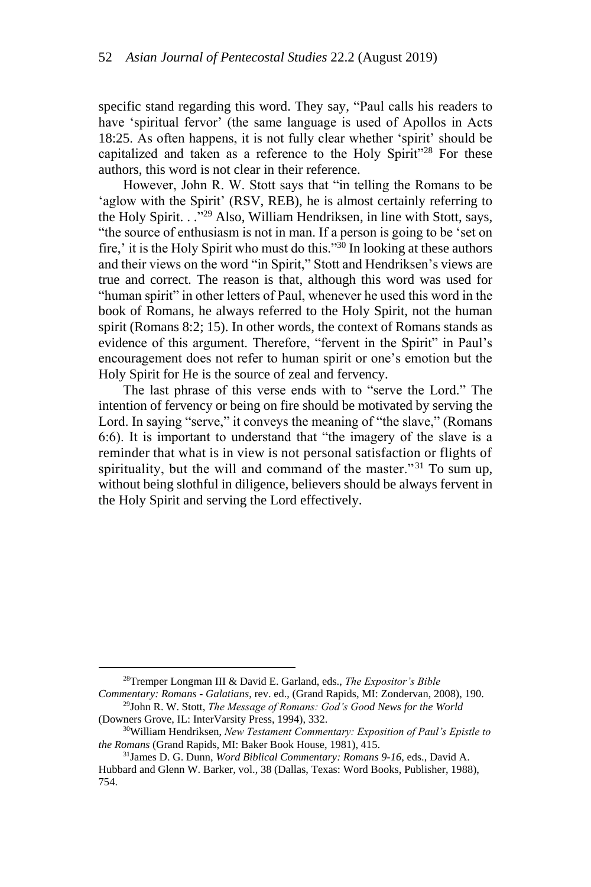specific stand regarding this word. They say, "Paul calls his readers to have 'spiritual fervor' (the same language is used of Apollos in Acts 18:25. As often happens, it is not fully clear whether 'spirit' should be capitalized and taken as a reference to the Holy Spirit"[28] For these authors, this word is not clear in their reference.

However, John R. W. Stott says that "in telling the Romans to be 'aglow with the Spirit' (RSV, REB), he is almost certainly referring to the Holy Spirit. . ."[29] Also, William Hendriksen, in line with Stott, says, "the source of enthusiasm is not in man. If a person is going to be 'set on fire,' it is the Holy Spirit who must do this."[30] In looking at these authors and their views on the word "in Spirit," Stott and Hendriksen's views are true and correct. The reason is that, although this word was used for "human spirit" in other letters of Paul, whenever he used this word in the book of Romans, he always referred to the Holy Spirit, not the human spirit (Romans 8:2; 15). In other words, the context of Romans stands as evidence of this argument. Therefore, "fervent in the Spirit" in Paul's encouragement does not refer to human spirit or one's emotion but the Holy Spirit for He is the source of zeal and fervency.

The last phrase of this verse ends with to "serve the Lord." The intention of fervency or being on fire should be motivated by serving the Lord. In saying "serve," it conveys the meaning of "the slave," (Romans 6:6). It is important to understand that "the imagery of the slave is a reminder that what is in view is not personal satisfaction or flights of spirituality, but the will and command of the master."[31] To sum up, without being slothful in diligence, believers should be always fervent in the Holy Spirit and serving the Lord effectively.

---

[28]Tremper Longman III & David E. Garland, eds., *The Expositor's Bible Commentary: Romans - Galatians*, rev. ed., (Grand Rapids, MI: Zondervan, 2008), 190.

[29]John R. W. Stott, *The Message of Romans: God's Good News for the World* (Downers Grove, IL: InterVarsity Press, 1994), 332.

[30]William Hendriksen, *New Testament Commentary: Exposition of Paul's Epistle to the Romans* (Grand Rapids, MI: Baker Book House, 1981), 415.

[31]James D. G. Dunn, *Word Biblical Commentary: Romans 9-16*, eds., David A. Hubbard and Glenn W. Barker, vol., 38 (Dallas, Texas: Word Books, Publisher, 1988), 754.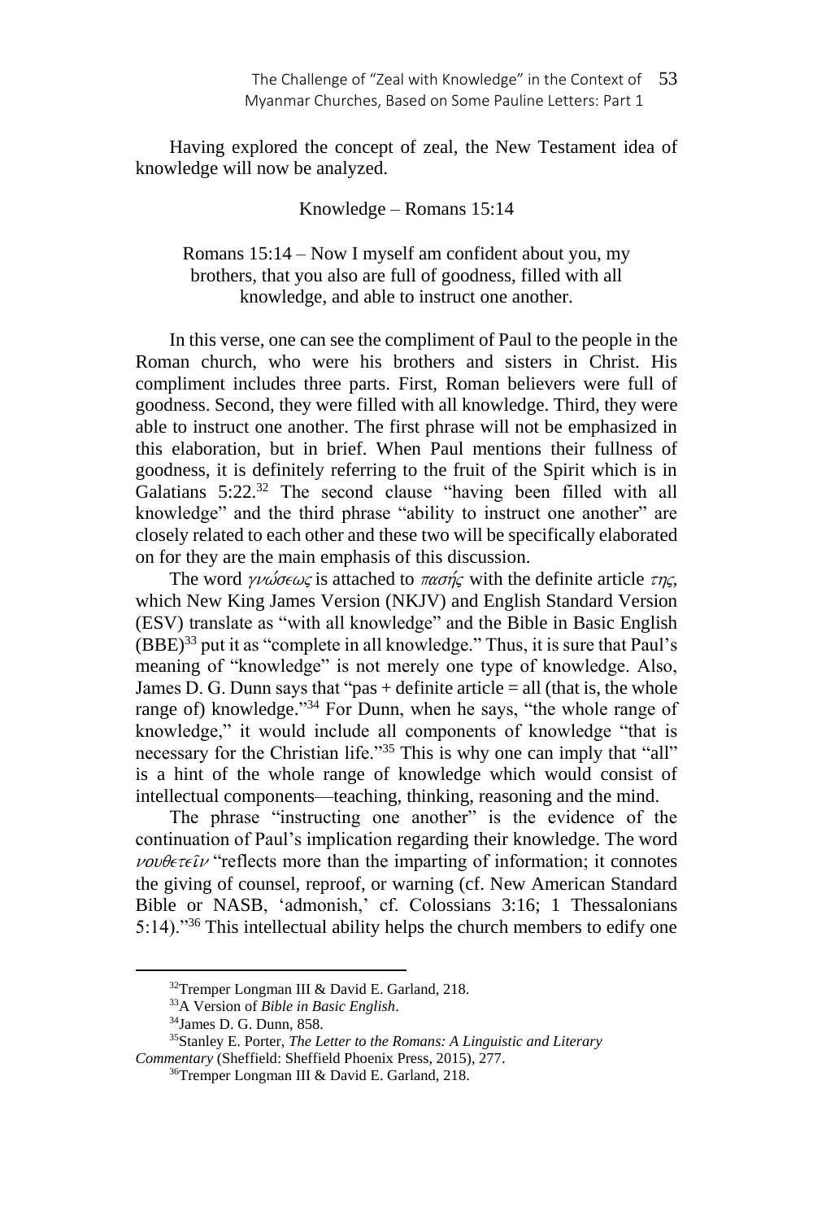Having explored the concept of zeal, the New Testament idea of knowledge will now be analyzed.

### Knowledge – Romans 15:14

Romans 15:14 – Now I myself am confident about you, my brothers, that you also are full of goodness, filled with all knowledge, and able to instruct one another.

In this verse, one can see the compliment of Paul to the people in the Roman church, who were his brothers and sisters in Christ. His compliment includes three parts. First, Roman believers were full of goodness. Second, they were filled with all knowledge. Third, they were able to instruct one another. The first phrase will not be emphasized in this elaboration, but in brief. When Paul mentions their fullness of goodness, it is definitely referring to the fruit of the Spirit which is in Galatians 5:22.[32] The second clause "having been filled with all knowledge" and the third phrase "ability to instruct one another" are closely related to each other and these two will be specifically elaborated on for they are the main emphasis of this discussion.

The word *γνώσεως* is attached to *πασής* with the definite article *της*, which New King James Version (NKJV) and English Standard Version (ESV) translate as "with all knowledge" and the Bible in Basic English (BBE)[33] put it as "complete in all knowledge." Thus, it is sure that Paul's meaning of "knowledge" is not merely one type of knowledge. Also, James D. G. Dunn says that "pas + definite article = all (that is, the whole range of) knowledge."[34] For Dunn, when he says, "the whole range of knowledge," it would include all components of knowledge "that is necessary for the Christian life."[35] This is why one can imply that "all" is a hint of the whole range of knowledge which would consist of intellectual components—teaching, thinking, reasoning and the mind.

The phrase "instructing one another" is the evidence of the continuation of Paul's implication regarding their knowledge. The word *νουθετεῖν* "reflects more than the imparting of information; it connotes the giving of counsel, reproof, or warning (cf. New American Standard Bible or NASB, 'admonish,' cf. Colossians 3:16; 1 Thessalonians 5:14)."[36] This intellectual ability helps the church members to edify one

---

[32] Tremper Longman III & David E. Garland, 218.

[33] A Version of *Bible in Basic English*.

[34] James D. G. Dunn, 858.

[35] Stanley E. Porter, *The Letter to the Romans: A Linguistic and Literary Commentary* (Sheffield: Sheffield Phoenix Press, 2015), 277.

[36] Tremper Longman III & David E. Garland, 218.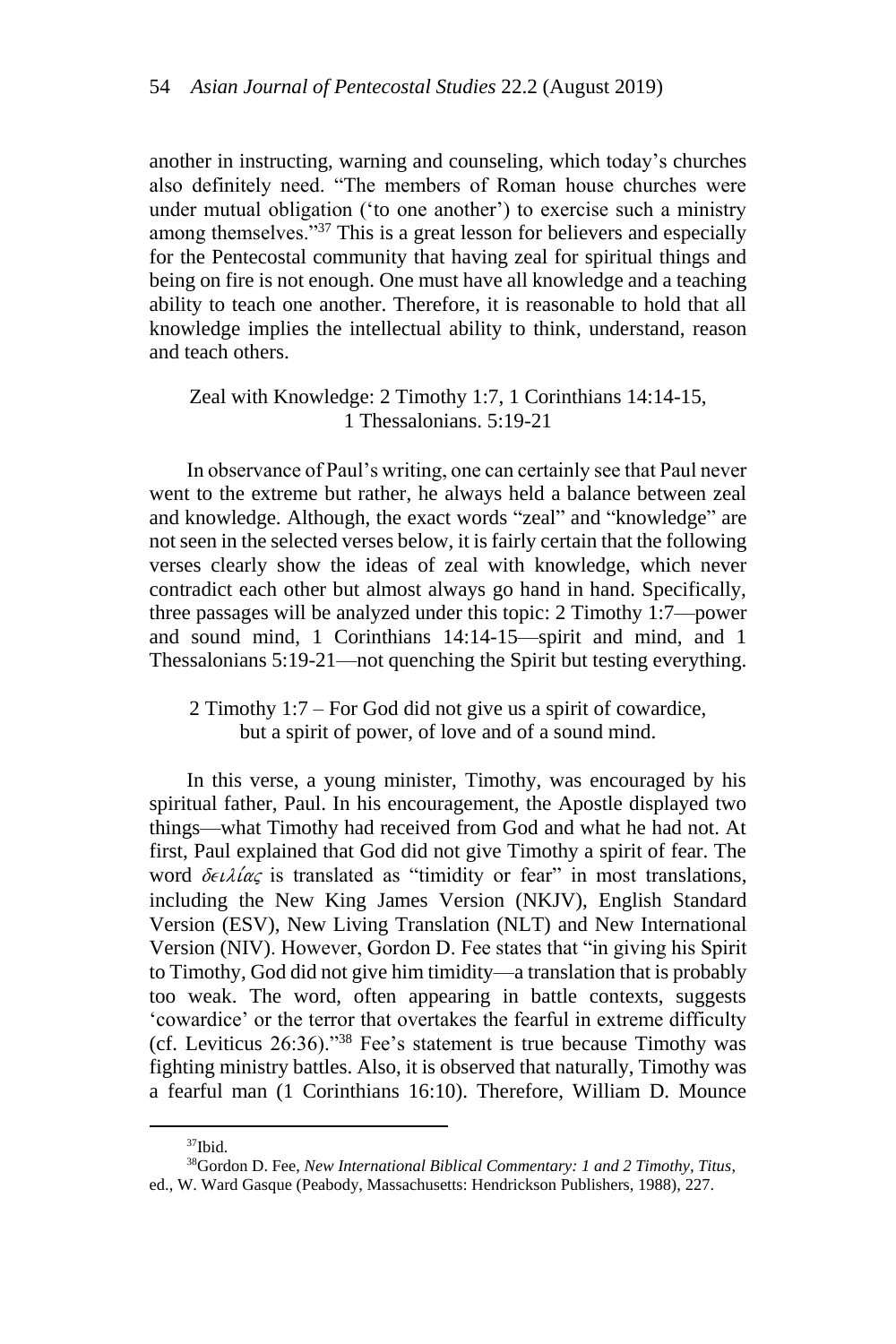another in instructing, warning and counseling, which today's churches also definitely need. "The members of Roman house churches were under mutual obligation ('to one another') to exercise such a ministry among themselves."[37] This is a great lesson for believers and especially for the Pentecostal community that having zeal for spiritual things and being on fire is not enough. One must have all knowledge and a teaching ability to teach one another. Therefore, it is reasonable to hold that all knowledge implies the intellectual ability to think, understand, reason and teach others.

### Zeal with Knowledge: 2 Timothy 1:7, 1 Corinthians 14:14-15, 1 Thessalonians. 5:19-21

In observance of Paul's writing, one can certainly see that Paul never went to the extreme but rather, he always held a balance between zeal and knowledge. Although, the exact words "zeal" and "knowledge" are not seen in the selected verses below, it is fairly certain that the following verses clearly show the ideas of zeal with knowledge, which never contradict each other but almost always go hand in hand. Specifically, three passages will be analyzed under this topic: 2 Timothy 1:7—power and sound mind, 1 Corinthians 14:14-15—spirit and mind, and 1 Thessalonians 5:19-21—not quenching the Spirit but testing everything.

#### 2 Timothy 1:7 – For God did not give us a spirit of cowardice, but a spirit of power, of love and of a sound mind.

In this verse, a young minister, Timothy, was encouraged by his spiritual father, Paul. In his encouragement, the Apostle displayed two things—what Timothy had received from God and what he had not. At first, Paul explained that God did not give Timothy a spirit of fear. The word *δειλίας* is translated as "timidity or fear" in most translations, including the New King James Version (NKJV), English Standard Version (ESV), New Living Translation (NLT) and New International Version (NIV). However, Gordon D. Fee states that "in giving his Spirit to Timothy, God did not give him timidity—a translation that is probably too weak. The word, often appearing in battle contexts, suggests 'cowardice' or the terror that overtakes the fearful in extreme difficulty (cf. Leviticus 26:36)."[38] Fee's statement is true because Timothy was fighting ministry battles. Also, it is observed that naturally, Timothy was a fearful man (1 Corinthians 16:10). Therefore, William D. Mounce

---

[37] Ibid.

[38] Gordon D. Fee, *New International Biblical Commentary: 1 and 2 Timothy, Titus*, ed., W. Ward Gasque (Peabody, Massachusetts: Hendrickson Publishers, 1988), 227.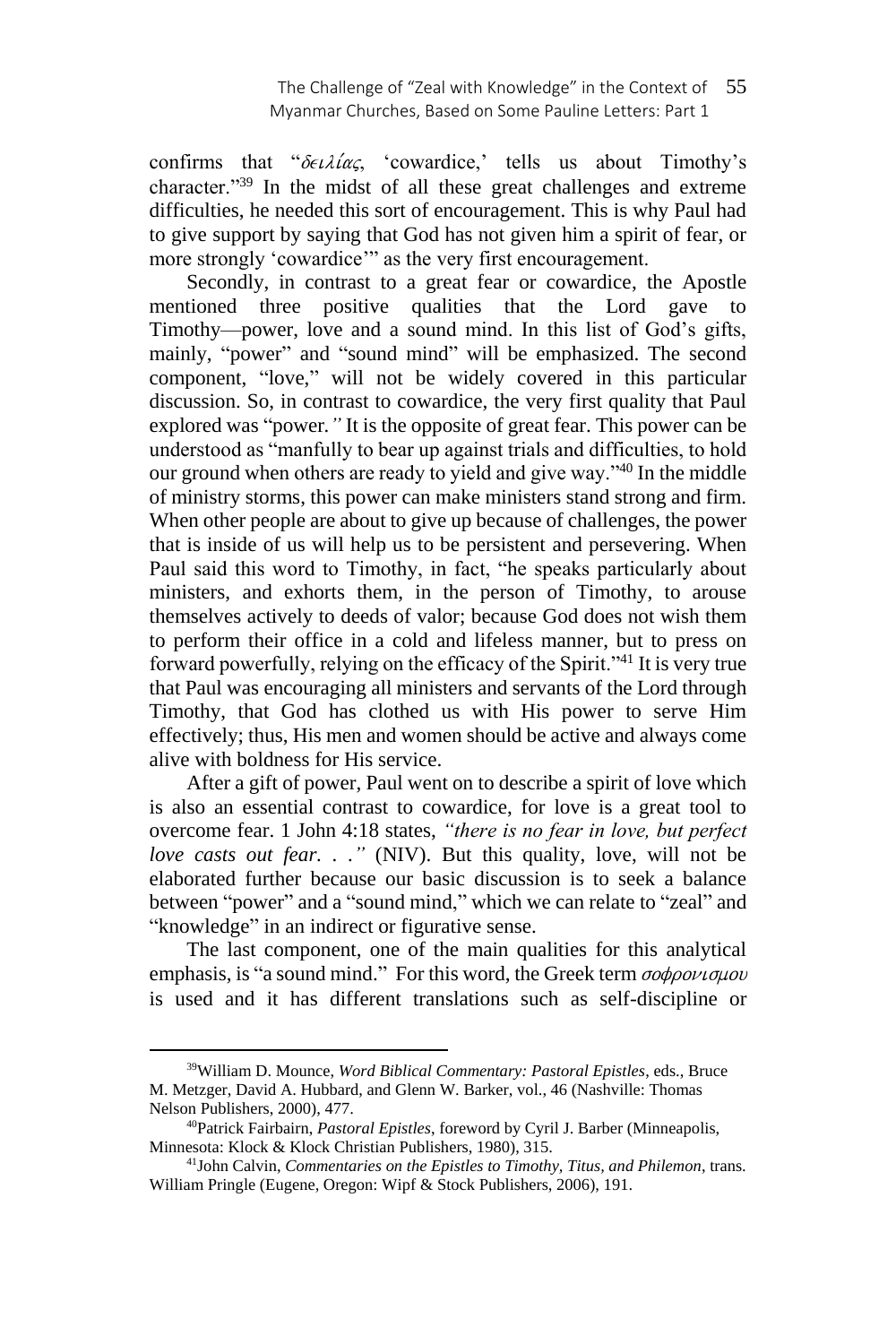confirms that "*δειλίας*, 'cowardice,' tells us about Timothy's character."[39] In the midst of all these great challenges and extreme difficulties, he needed this sort of encouragement. This is why Paul had to give support by saying that God has not given him a spirit of fear, or more strongly 'cowardice'" as the very first encouragement.

Secondly, in contrast to a great fear or cowardice, the Apostle mentioned three positive qualities that the Lord gave to Timothy—power, love and a sound mind. In this list of God's gifts, mainly, "power" and "sound mind" will be emphasized. The second component, "love," will not be widely covered in this particular discussion. So, in contrast to cowardice, the very first quality that Paul explored was "power*.*" It is the opposite of great fear. This power can be understood as "manfully to bear up against trials and difficulties, to hold our ground when others are ready to yield and give way."[40] In the middle of ministry storms, this power can make ministers stand strong and firm. When other people are about to give up because of challenges, the power that is inside of us will help us to be persistent and persevering. When Paul said this word to Timothy, in fact, "he speaks particularly about ministers, and exhorts them, in the person of Timothy, to arouse themselves actively to deeds of valor; because God does not wish them to perform their office in a cold and lifeless manner, but to press on forward powerfully, relying on the efficacy of the Spirit."[41] It is very true that Paul was encouraging all ministers and servants of the Lord through Timothy, that God has clothed us with His power to serve Him effectively; thus, His men and women should be active and always come alive with boldness for His service.

After a gift of power, Paul went on to describe a spirit of love which is also an essential contrast to cowardice, for love is a great tool to overcome fear. 1 John 4:18 states, *"there is no fear in love, but perfect love casts out fear. . ."* (NIV). But this quality, love, will not be elaborated further because our basic discussion is to seek a balance between "power" and a "sound mind," which we can relate to "zeal" and "knowledge" in an indirect or figurative sense.

The last component, one of the main qualities for this analytical emphasis, is "a sound mind." For this word, the Greek term *σοφρονισμου* is used and it has different translations such as self-discipline or

---

[39] William D. Mounce, *Word Biblical Commentary: Pastoral Epistles*, eds., Bruce M. Metzger, David A. Hubbard, and Glenn W. Barker, vol., 46 (Nashville: Thomas Nelson Publishers, 2000), 477.

[40] Patrick Fairbairn, *Pastoral Epistles*, foreword by Cyril J. Barber (Minneapolis, Minnesota: Klock & Klock Christian Publishers, 1980), 315.

[41] John Calvin, *Commentaries on the Epistles to Timothy, Titus, and Philemon*, trans. William Pringle (Eugene, Oregon: Wipf & Stock Publishers, 2006), 191.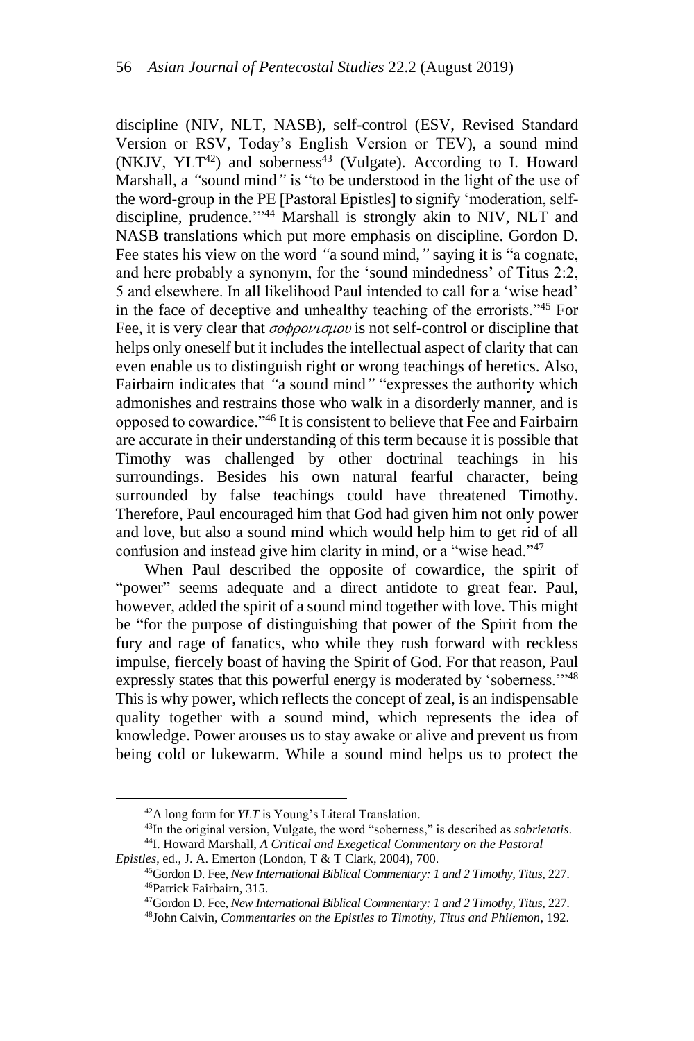discipline (NIV, NLT, NASB), self-control (ESV, Revised Standard Version or RSV, Today's English Version or TEV), a sound mind (NKJV, YLT[42]) and soberness[43] (Vulgate). According to I. Howard Marshall, a *"*sound mind*"* is "to be understood in the light of the use of the word-group in the PE [Pastoral Epistles] to signify 'moderation, self-discipline, prudence.'"[44] Marshall is strongly akin to NIV, NLT and NASB translations which put more emphasis on discipline. Gordon D. Fee states his view on the word *"*a sound mind,*"* saying it is "a cognate, and here probably a synonym, for the 'sound mindedness' of Titus 2:2, 5 and elsewhere. In all likelihood Paul intended to call for a 'wise head' in the face of deceptive and unhealthy teaching of the errorists."[45] For Fee, it is very clear that *σοφρονισμου* is not self-control or discipline that helps only oneself but it includes the intellectual aspect of clarity that can even enable us to distinguish right or wrong teachings of heretics. Also, Fairbairn indicates that *"*a sound mind*"* "expresses the authority which admonishes and restrains those who walk in a disorderly manner, and is opposed to cowardice."[46] It is consistent to believe that Fee and Fairbairn are accurate in their understanding of this term because it is possible that Timothy was challenged by other doctrinal teachings in his surroundings. Besides his own natural fearful character, being surrounded by false teachings could have threatened Timothy. Therefore, Paul encouraged him that God had given him not only power and love, but also a sound mind which would help him to get rid of all confusion and instead give him clarity in mind, or a "wise head."[47]

When Paul described the opposite of cowardice, the spirit of "power" seems adequate and a direct antidote to great fear. Paul, however, added the spirit of a sound mind together with love. This might be "for the purpose of distinguishing that power of the Spirit from the fury and rage of fanatics, who while they rush forward with reckless impulse, fiercely boast of having the Spirit of God. For that reason, Paul expressly states that this powerful energy is moderated by 'soberness.'"[48] This is why power, which reflects the concept of zeal, is an indispensable quality together with a sound mind, which represents the idea of knowledge. Power arouses us to stay awake or alive and prevent us from being cold or lukewarm. While a sound mind helps us to protect the

---

[42]A long form for *YLT* is Young's Literal Translation.

[43]In the original version, Vulgate, the word "soberness," is described as *sobrietatis*.

[44]I. Howard Marshall, *A Critical and Exegetical Commentary on the Pastoral Epistles*, ed., J. A. Emerton (London, T & T Clark, 2004), 700.

[45]Gordon D. Fee, *New International Biblical Commentary: 1 and 2 Timothy, Titus*, 227.

[46]Patrick Fairbairn, 315.

[47]Gordon D. Fee, *New International Biblical Commentary: 1 and 2 Timothy, Titus*, 227.

[48]John Calvin, *Commentaries on the Epistles to Timothy, Titus and Philemon*, 192.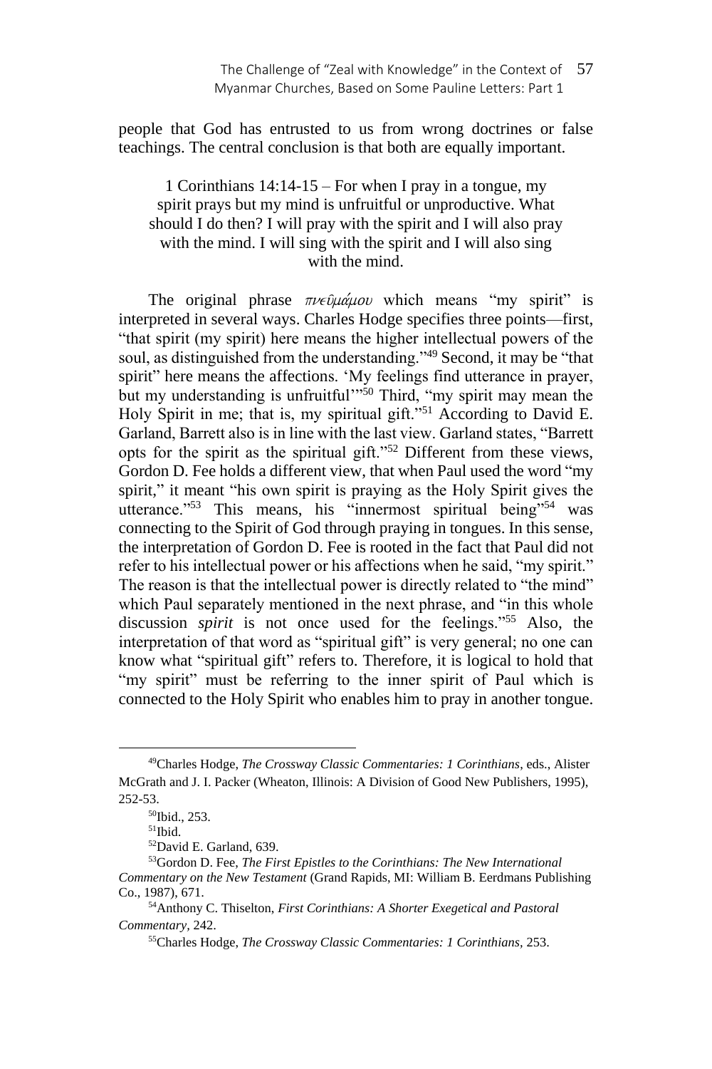people that God has entrusted to us from wrong doctrines or false teachings. The central conclusion is that both are equally important.

> 1 Corinthians 14:14-15 – For when I pray in a tongue, my spirit prays but my mind is unfruitful or unproductive. What should I do then? I will pray with the spirit and I will also pray with the mind. I will sing with the spirit and I will also sing with the mind.

The original phrase *πνεῦμάμου* which means "my spirit" is interpreted in several ways. Charles Hodge specifies three points—first, "that spirit (my spirit) here means the higher intellectual powers of the soul, as distinguished from the understanding."[49] Second, it may be "that spirit" here means the affections. 'My feelings find utterance in prayer, but my understanding is unfruitful'"[50] Third, "my spirit may mean the Holy Spirit in me; that is, my spiritual gift."[51] According to David E. Garland, Barrett also is in line with the last view. Garland states, "Barrett opts for the spirit as the spiritual gift."[52] Different from these views, Gordon D. Fee holds a different view, that when Paul used the word "my spirit," it meant "his own spirit is praying as the Holy Spirit gives the utterance."[53] This means, his "innermost spiritual being"[54] was connecting to the Spirit of God through praying in tongues. In this sense, the interpretation of Gordon D. Fee is rooted in the fact that Paul did not refer to his intellectual power or his affections when he said, "my spirit." The reason is that the intellectual power is directly related to "the mind" which Paul separately mentioned in the next phrase, and "in this whole discussion *spirit* is not once used for the feelings."[55] Also, the interpretation of that word as "spiritual gift" is very general; no one can know what "spiritual gift" refers to. Therefore, it is logical to hold that "my spirit" must be referring to the inner spirit of Paul which is connected to the Holy Spirit who enables him to pray in another tongue.

---

[49] Charles Hodge, *The Crossway Classic Commentaries: 1 Corinthians*, eds., Alister McGrath and J. I. Packer (Wheaton, Illinois: A Division of Good New Publishers, 1995), 252-53.

[50] Ibid., 253.

[51] Ibid.

[52] David E. Garland, 639.

[53] Gordon D. Fee, *The First Epistles to the Corinthians: The New International Commentary on the New Testament* (Grand Rapids, MI: William B. Eerdmans Publishing Co., 1987), 671.

[54] Anthony C. Thiselton, *First Corinthians: A Shorter Exegetical and Pastoral Commentary*, 242.

[55] Charles Hodge, *The Crossway Classic Commentaries: 1 Corinthians*, 253.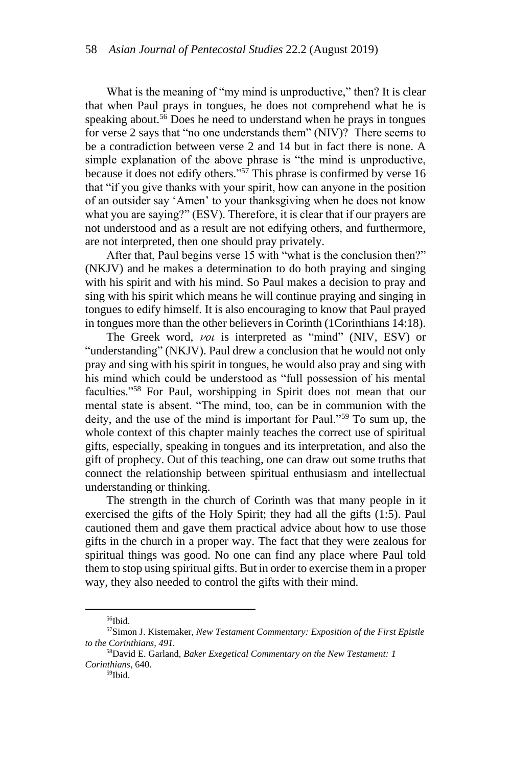What is the meaning of "my mind is unproductive," then? It is clear that when Paul prays in tongues, he does not comprehend what he is speaking about.[56] Does he need to understand when he prays in tongues for verse 2 says that "no one understands them" (NIV)? There seems to be a contradiction between verse 2 and 14 but in fact there is none. A simple explanation of the above phrase is "the mind is unproductive, because it does not edify others."[57] This phrase is confirmed by verse 16 that "if you give thanks with your spirit, how can anyone in the position of an outsider say 'Amen' to your thanksgiving when he does not know what you are saying?" (ESV). Therefore, it is clear that if our prayers are not understood and as a result are not edifying others, and furthermore, are not interpreted, then one should pray privately.

After that, Paul begins verse 15 with "what is the conclusion then?" (NKJV) and he makes a determination to do both praying and singing with his spirit and with his mind. So Paul makes a decision to pray and sing with his spirit which means he will continue praying and singing in tongues to edify himself. It is also encouraging to know that Paul prayed in tongues more than the other believers in Corinth (1Corinthians 14:18).

The Greek word, *νοι* is interpreted as "mind" (NIV, ESV) or "understanding" (NKJV). Paul drew a conclusion that he would not only pray and sing with his spirit in tongues, he would also pray and sing with his mind which could be understood as "full possession of his mental faculties."[58] For Paul, worshipping in Spirit does not mean that our mental state is absent. "The mind, too, can be in communion with the deity, and the use of the mind is important for Paul."[59] To sum up, the whole context of this chapter mainly teaches the correct use of spiritual gifts, especially, speaking in tongues and its interpretation, and also the gift of prophecy. Out of this teaching, one can draw out some truths that connect the relationship between spiritual enthusiasm and intellectual understanding or thinking.

The strength in the church of Corinth was that many people in it exercised the gifts of the Holy Spirit; they had all the gifts (1:5). Paul cautioned them and gave them practical advice about how to use those gifts in the church in a proper way. The fact that they were zealous for spiritual things was good. No one can find any place where Paul told them to stop using spiritual gifts. But in order to exercise them in a proper way, they also needed to control the gifts with their mind.

---

[56]Ibid.

[57]Simon J. Kistemaker, *New Testament Commentary: Exposition of the First Epistle to the Corinthians, 491.*

[58]David E. Garland, *Baker Exegetical Commentary on the New Testament: 1 Corinthians*, 640.

[59]Ibid.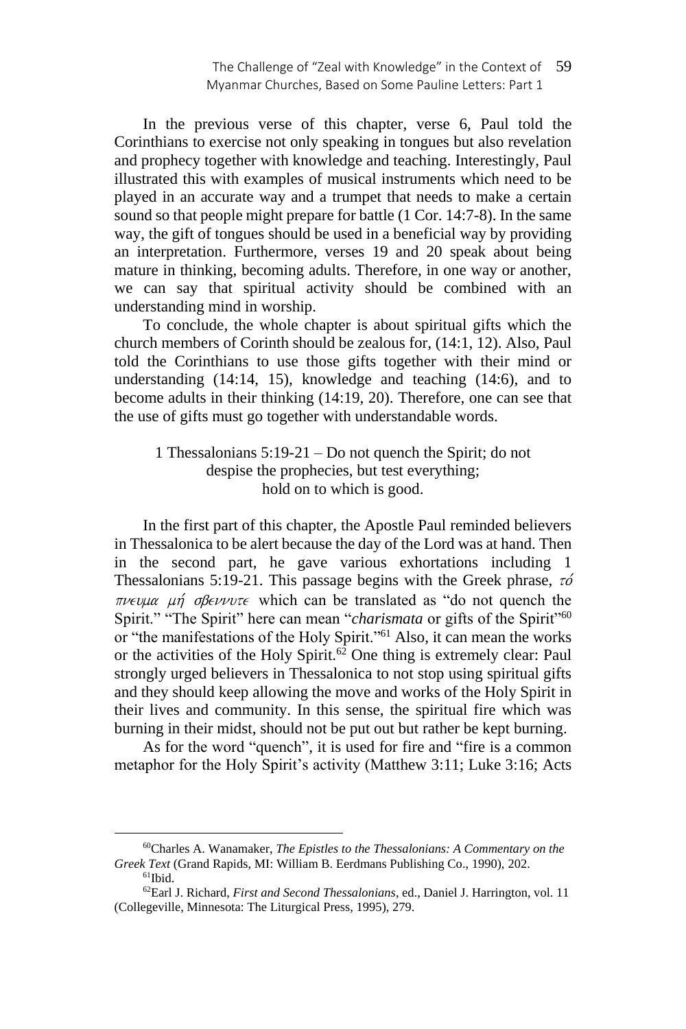In the previous verse of this chapter, verse 6, Paul told the Corinthians to exercise not only speaking in tongues but also revelation and prophecy together with knowledge and teaching. Interestingly, Paul illustrated this with examples of musical instruments which need to be played in an accurate way and a trumpet that needs to make a certain sound so that people might prepare for battle (1 Cor. 14:7-8). In the same way, the gift of tongues should be used in a beneficial way by providing an interpretation. Furthermore, verses 19 and 20 speak about being mature in thinking, becoming adults. Therefore, in one way or another, we can say that spiritual activity should be combined with an understanding mind in worship.

To conclude, the whole chapter is about spiritual gifts which the church members of Corinth should be zealous for, (14:1, 12). Also, Paul told the Corinthians to use those gifts together with their mind or understanding (14:14, 15), knowledge and teaching (14:6), and to become adults in their thinking (14:19, 20). Therefore, one can see that the use of gifts must go together with understandable words.

### 1 Thessalonians 5:19-21 – Do not quench the Spirit; do not despise the prophecies, but test everything; hold on to which is good.

In the first part of this chapter, the Apostle Paul reminded believers in Thessalonica to be alert because the day of the Lord was at hand. Then in the second part, he gave various exhortations including 1 Thessalonians 5:19-21. This passage begins with the Greek phrase, *τό πνευμα μή σβεννυτε* which can be translated as "do not quench the Spirit." "The Spirit" here can mean "*charismata* or gifts of the Spirit"[60] or "the manifestations of the Holy Spirit."[61] Also, it can mean the works or the activities of the Holy Spirit.[62] One thing is extremely clear: Paul strongly urged believers in Thessalonica to not stop using spiritual gifts and they should keep allowing the move and works of the Holy Spirit in their lives and community. In this sense, the spiritual fire which was burning in their midst, should not be put out but rather be kept burning.

As for the word "quench", it is used for fire and "fire is a common metaphor for the Holy Spirit's activity (Matthew 3:11; Luke 3:16; Acts

---

[60]Charles A. Wanamaker, *The Epistles to the Thessalonians: A Commentary on the Greek Text* (Grand Rapids, MI: William B. Eerdmans Publishing Co., 1990), 202.

[61]Ibid.

[62]Earl J. Richard, *First and Second Thessalonians*, ed., Daniel J. Harrington, vol. 11 (Collegeville, Minnesota: The Liturgical Press, 1995), 279.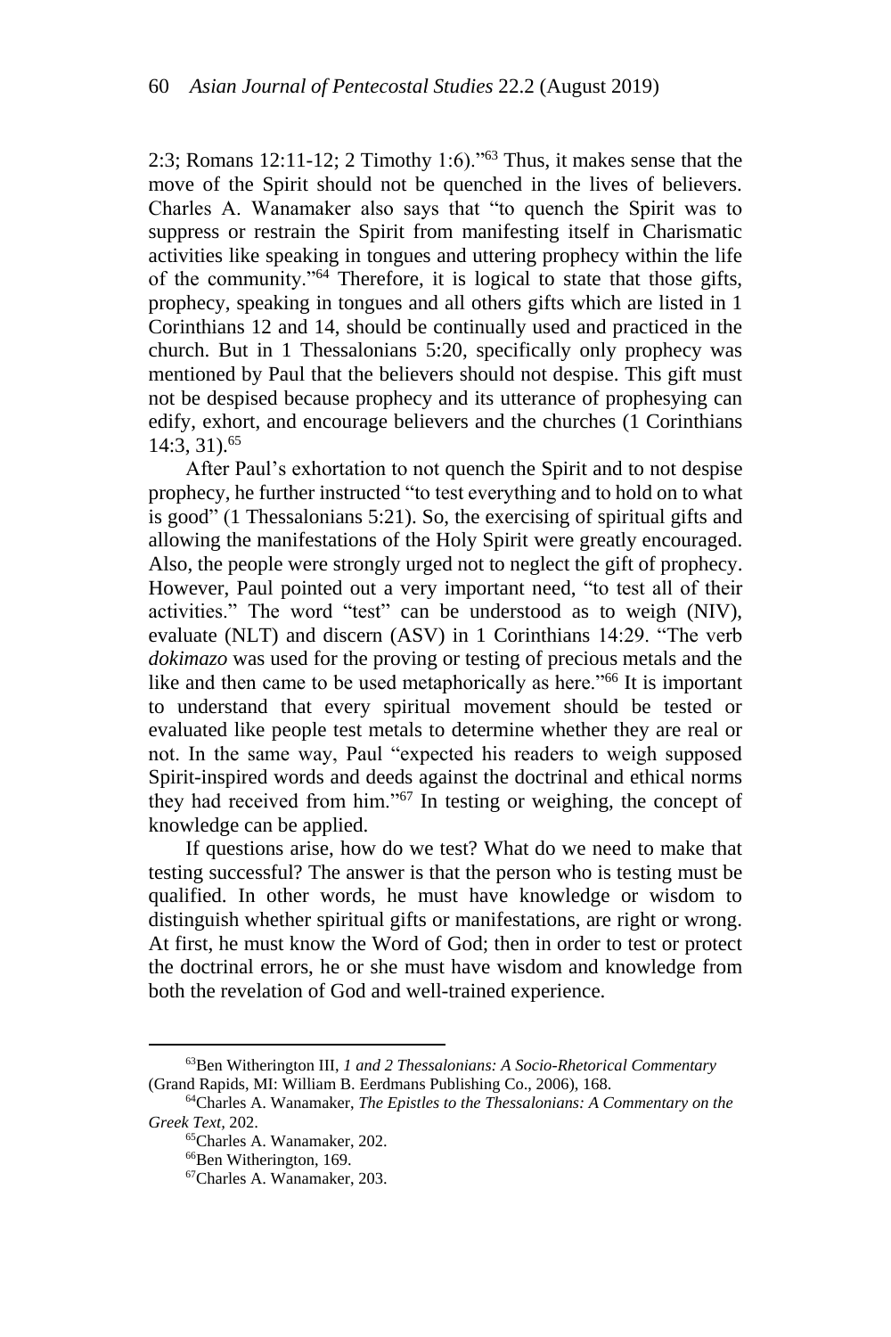2:3; Romans 12:11-12; 2 Timothy 1:6)."[63] Thus, it makes sense that the move of the Spirit should not be quenched in the lives of believers. Charles A. Wanamaker also says that "to quench the Spirit was to suppress or restrain the Spirit from manifesting itself in Charismatic activities like speaking in tongues and uttering prophecy within the life of the community."[64] Therefore, it is logical to state that those gifts, prophecy, speaking in tongues and all others gifts which are listed in 1 Corinthians 12 and 14, should be continually used and practiced in the church. But in 1 Thessalonians 5:20, specifically only prophecy was mentioned by Paul that the believers should not despise. This gift must not be despised because prophecy and its utterance of prophesying can edify, exhort, and encourage believers and the churches (1 Corinthians 14:3, 31).[65]

After Paul's exhortation to not quench the Spirit and to not despise prophecy, he further instructed "to test everything and to hold on to what is good" (1 Thessalonians 5:21). So, the exercising of spiritual gifts and allowing the manifestations of the Holy Spirit were greatly encouraged. Also, the people were strongly urged not to neglect the gift of prophecy. However, Paul pointed out a very important need, "to test all of their activities." The word "test" can be understood as to weigh (NIV), evaluate (NLT) and discern (ASV) in 1 Corinthians 14:29. "The verb *dokimazo* was used for the proving or testing of precious metals and the like and then came to be used metaphorically as here."[66] It is important to understand that every spiritual movement should be tested or evaluated like people test metals to determine whether they are real or not. In the same way, Paul "expected his readers to weigh supposed Spirit-inspired words and deeds against the doctrinal and ethical norms they had received from him."[67] In testing or weighing, the concept of knowledge can be applied.

If questions arise, how do we test? What do we need to make that testing successful? The answer is that the person who is testing must be qualified. In other words, he must have knowledge or wisdom to distinguish whether spiritual gifts or manifestations, are right or wrong. At first, he must know the Word of God; then in order to test or protect the doctrinal errors, he or she must have wisdom and knowledge from both the revelation of God and well-trained experience.

---

[63]Ben Witherington III, *1 and 2 Thessalonians: A Socio-Rhetorical Commentary* (Grand Rapids, MI: William B. Eerdmans Publishing Co., 2006), 168.

[64]Charles A. Wanamaker, *The Epistles to the Thessalonians: A Commentary on the Greek Text*, 202.

[65]Charles A. Wanamaker, 202.

[66]Ben Witherington, 169.

[67]Charles A. Wanamaker, 203.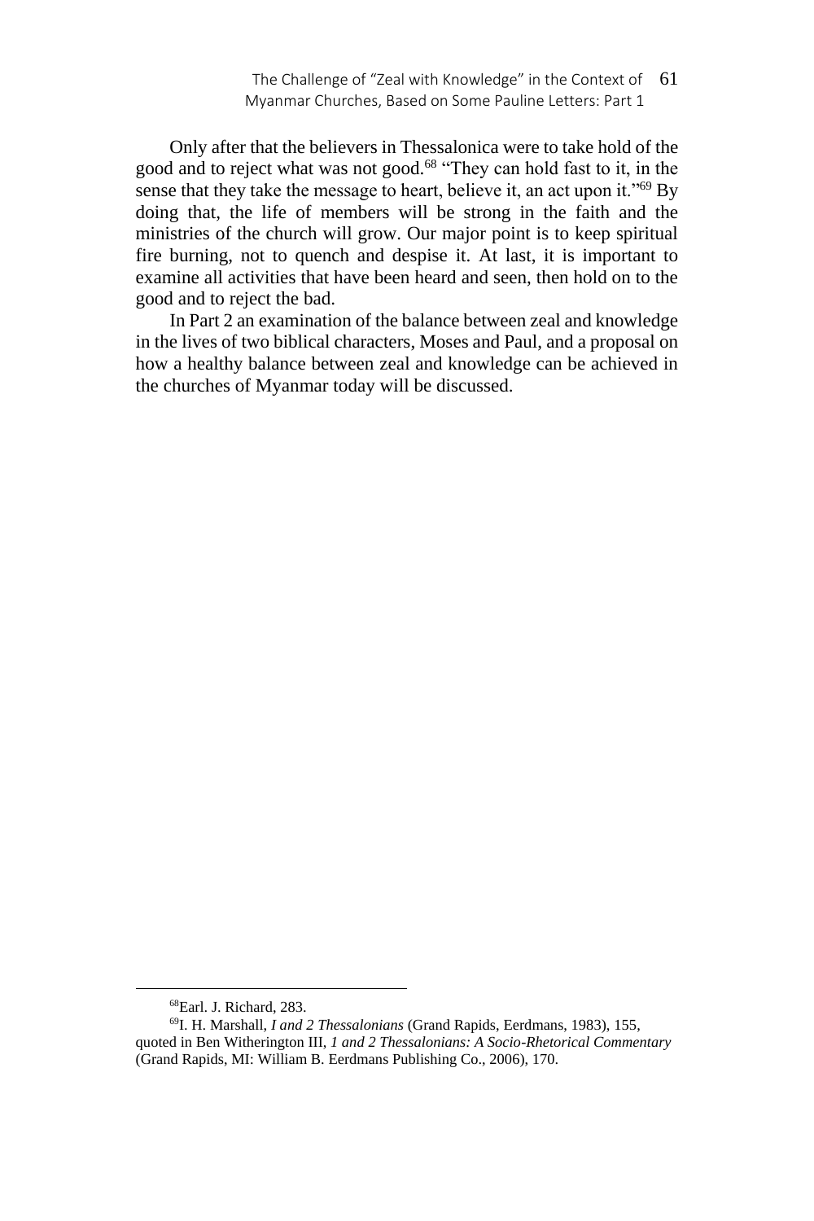Only after that the believers in Thessalonica were to take hold of the good and to reject what was not good.[68] "They can hold fast to it, in the sense that they take the message to heart, believe it, an act upon it."[69] By doing that, the life of members will be strong in the faith and the ministries of the church will grow. Our major point is to keep spiritual fire burning, not to quench and despise it. At last, it is important to examine all activities that have been heard and seen, then hold on to the good and to reject the bad.

In Part 2 an examination of the balance between zeal and knowledge in the lives of two biblical characters, Moses and Paul, and a proposal on how a healthy balance between zeal and knowledge can be achieved in the churches of Myanmar today will be discussed.

---

[68]Earl. J. Richard, 283.

[69]I. H. Marshall, *I and 2 Thessalonians* (Grand Rapids, Eerdmans, 1983), 155, quoted in Ben Witherington III, *1 and 2 Thessalonians: A Socio-Rhetorical Commentary* (Grand Rapids, MI: William B. Eerdmans Publishing Co., 2006), 170.